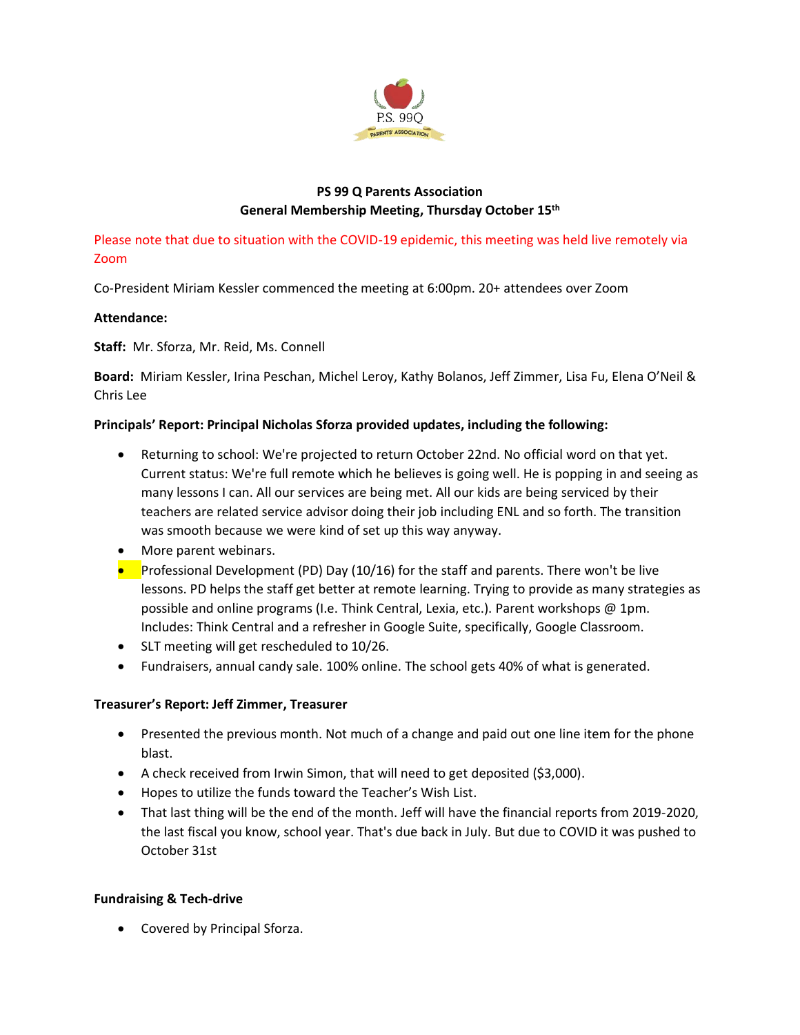# PS 99 Q Parents Association
## General Membership Meeting, Thursday October 15th

Please note that due to situation with the COVID-19 epidemic, this meeting was held live remotely via Zoom

Co-President Miriam Kessler commenced the meeting at 6:00pm. 20+ attendees over Zoom

**Attendance:**

**Staff:** Mr. Sforza, Mr. Reid, Ms. Connell

**Board:** Miriam Kessler, Irina Peschan, Michel Leroy, Kathy Bolanos, Jeff Zimmer, Lisa Fu, Elena O'Neil & Chris Lee

**Principals' Report: Principal Nicholas Sforza provided updates, including the following:**

- Returning to school: We're projected to return October 22nd. No official word on that yet. Current status: We're full remote which he believes is going well. He is popping in and seeing as many lessons I can. All our services are being met. All our kids are being serviced by their teachers are related service advisor doing their job including ENL and so forth. The transition was smooth because we were kind of set up this way anyway.
- More parent webinars.
- Professional Development (PD) Day (10/16) for the staff and parents. There won't be live lessons. PD helps the staff get better at remote learning. Trying to provide as many strategies as possible and online programs (I.e. Think Central, Lexia, etc.). Parent workshops @ 1pm. Includes: Think Central and a refresher in Google Suite, specifically, Google Classroom.
- SLT meeting will get rescheduled to 10/26.
- Fundraisers, annual candy sale. 100% online. The school gets 40% of what is generated.

**Treasurer's Report: Jeff Zimmer, Treasurer**

- Presented the previous month. Not much of a change and paid out one line item for the phone blast.
- A check received from Irwin Simon, that will need to get deposited ($3,000).
- Hopes to utilize the funds toward the Teacher's Wish List.
- That last thing will be the end of the month. Jeff will have the financial reports from 2019-2020, the last fiscal you know, school year. That's due back in July. But due to COVID it was pushed to October 31st

**Fundraising & Tech-drive**

- Covered by Principal Sforza.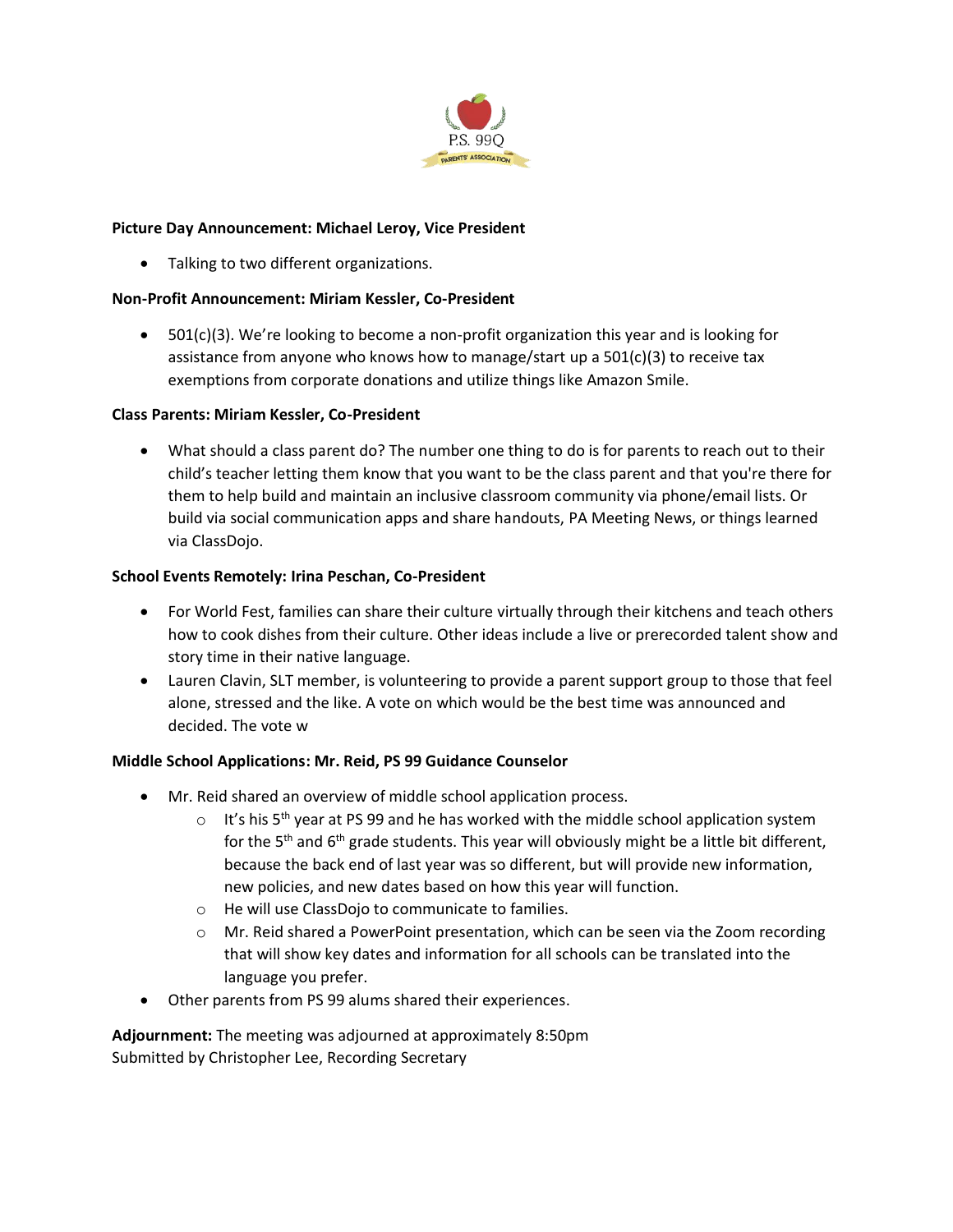**Picture Day Announcement: Michael Leroy, Vice President**

- Talking to two different organizations.

**Non-Profit Announcement: Miriam Kessler, Co-President**

- 501(c)(3). We're looking to become a non-profit organization this year and is looking for assistance from anyone who knows how to manage/start up a 501(c)(3) to receive tax exemptions from corporate donations and utilize things like Amazon Smile.

**Class Parents: Miriam Kessler, Co-President**

- What should a class parent do? The number one thing to do is for parents to reach out to their child's teacher letting them know that you want to be the class parent and that you're there for them to help build and maintain an inclusive classroom community via phone/email lists. Or build via social communication apps and share handouts, PA Meeting News, or things learned via ClassDojo.

**School Events Remotely: Irina Peschan, Co-President**

- For World Fest, families can share their culture virtually through their kitchens and teach others how to cook dishes from their culture. Other ideas include a live or prerecorded talent show and story time in their native language.
- Lauren Clavin, SLT member, is volunteering to provide a parent support group to those that feel alone, stressed and the like. A vote on which would be the best time was announced and decided. The vote w

**Middle School Applications: Mr. Reid, PS 99 Guidance Counselor**

- Mr. Reid shared an overview of middle school application process.
  - It's his 5th year at PS 99 and he has worked with the middle school application system for the 5th and 6th grade students. This year will obviously might be a little bit different, because the back end of last year was so different, but will provide new information, new policies, and new dates based on how this year will function.
  - He will use ClassDojo to communicate to families.
  - Mr. Reid shared a PowerPoint presentation, which can be seen via the Zoom recording that will show key dates and information for all schools can be translated into the language you prefer.
- Other parents from PS 99 alums shared their experiences.

**Adjournment:** The meeting was adjourned at approximately 8:50pm
Submitted by Christopher Lee, Recording Secretary